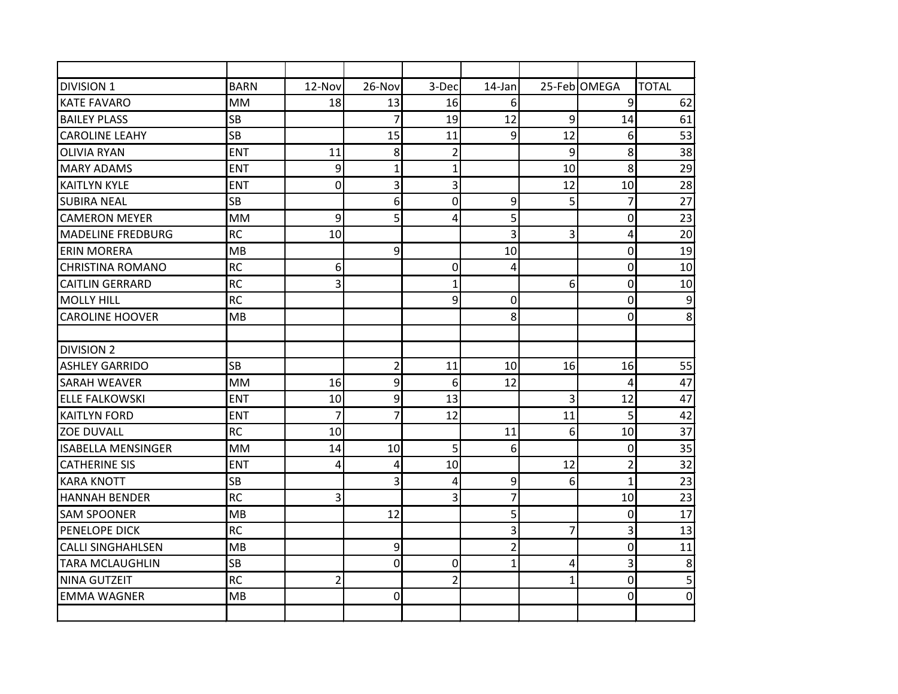| DIVISION 1 | BARN | 12-Nov | 26-Nov | 3-Dec | 14-Jan | 25-Feb | OMEGA | TOTAL |
|---|---|---|---|---|---|---|---|---|
| KATE FAVARO | MM | 18 | 13 | 16 | 6 | | 9 | 62 |
| BAILEY PLASS | SB | | 7 | 19 | 12 | 9 | 14 | 61 |
| CAROLINE LEAHY | SB | | 15 | 11 | 9 | 12 | 6 | 53 |
| OLIVIA RYAN | ENT | 11 | 8 | 2 | | 9 | 8 | 38 |
| MARY ADAMS | ENT | 9 | 1 | 1 | | 10 | 8 | 29 |
| KAITLYN KYLE | ENT | 0 | 3 | 3 | | 12 | 10 | 28 |
| SUBIRA NEAL | SB | | 6 | 0 | 9 | 5 | 7 | 27 |
| CAMERON MEYER | MM | 9 | 5 | 4 | 5 | | 0 | 23 |
| MADELINE FREDBURG | RC | 10 | | | 3 | 3 | 4 | 20 |
| ERIN MORERA | MB | | 9 | | 10 | | 0 | 19 |
| CHRISTINA ROMANO | RC | 6 | | 0 | 4 | | 0 | 10 |
| CAITLIN GERRARD | RC | 3 | | 1 | | 6 | 0 | 10 |
| MOLLY HILL | RC | | | 9 | 0 | | 0 | 9 |
| CAROLINE HOOVER | MB | | | | 8 | | 0 | 8 |
| | | | | | | | | |
| DIVISION 2 | | | | | | | | |
| ASHLEY GARRIDO | SB | | 2 | 11 | 10 | 16 | 16 | 55 |
| SARAH WEAVER | MM | 16 | 9 | 6 | 12 | | 4 | 47 |
| ELLE FALKOWSKI | ENT | 10 | 9 | 13 | | 3 | 12 | 47 |
| KAITLYN FORD | ENT | 7 | 7 | 12 | | 11 | 5 | 42 |
| ZOE DUVALL | RC | 10 | | | 11 | 6 | 10 | 37 |
| ISABELLA MENSINGER | MM | 14 | 10 | 5 | 6 | | 0 | 35 |
| CATHERINE SIS | ENT | 4 | 4 | 10 | | 12 | 2 | 32 |
| KARA KNOTT | SB | | 3 | 4 | 9 | 6 | 1 | 23 |
| HANNAH BENDER | RC | 3 | | 3 | 7 | | 10 | 23 |
| SAM SPOONER | MB | | 12 | | 5 | | 0 | 17 |
| PENELOPE DICK | RC | | | | 3 | 7 | 3 | 13 |
| CALLI SINGHAHLSEN | MB | | 9 | | 2 | | 0 | 11 |
| TARA MCLAUGHLIN | SB | | 0 | 0 | 1 | 4 | 3 | 8 |
| NINA GUTZEIT | RC | 2 | | 2 | | 1 | 0 | 5 |
| EMMA WAGNER | MB | | 0 | | | | 0 | 0 |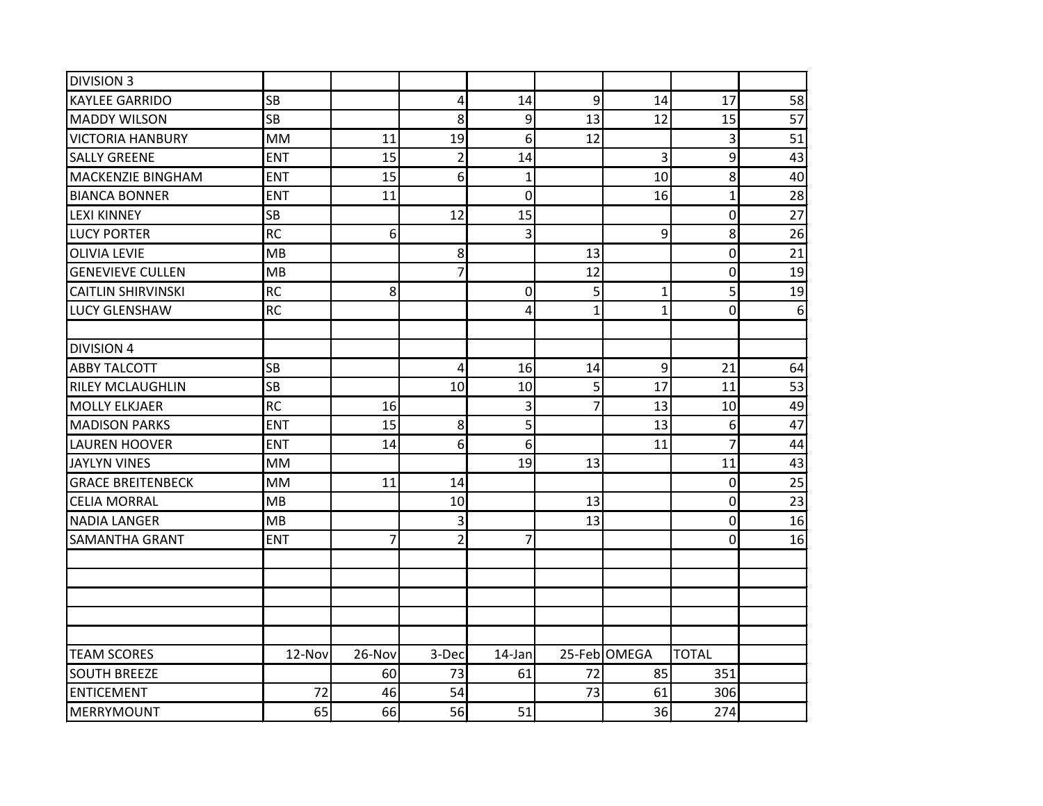| DIVISION 3 | | | | | | | | |
|---|---|---|---|---|---|---|---|---|
| KAYLEE GARRIDO | SB | | 4 | 14 | 9 | 14 | 17 | 58 |
| MADDY WILSON | SB | | 8 | 9 | 13 | 12 | 15 | 57 |
| VICTORIA HANBURY | MM | 11 | 19 | 6 | 12 | | 3 | 51 |
| SALLY GREENE | ENT | 15 | 2 | 14 | | 3 | 9 | 43 |
| MACKENZIE BINGHAM | ENT | 15 | 6 | 1 | | 10 | 8 | 40 |
| BIANCA BONNER | ENT | 11 | | 0 | | 16 | 1 | 28 |
| LEXI KINNEY | SB | | 12 | 15 | | | 0 | 27 |
| LUCY PORTER | RC | 6 | | 3 | | 9 | 8 | 26 |
| OLIVIA LEVIE | MB | | 8 | | 13 | | 0 | 21 |
| GENEVIEVE CULLEN | MB | | 7 | | 12 | | 0 | 19 |
| CAITLIN SHIRVINSKI | RC | 8 | | 0 | 5 | 1 | 5 | 19 |
| LUCY GLENSHAW | RC | | | 4 | 1 | 1 | 0 | 6 |
| | | | | | | | | |
| DIVISION 4 | | | | | | | | |
| ABBY TALCOTT | SB | | 4 | 16 | 14 | 9 | 21 | 64 |
| RILEY MCLAUGHLIN | SB | | 10 | 10 | 5 | 17 | 11 | 53 |
| MOLLY ELKJAER | RC | 16 | | 3 | 7 | 13 | 10 | 49 |
| MADISON PARKS | ENT | 15 | 8 | 5 | | 13 | 6 | 47 |
| LAUREN HOOVER | ENT | 14 | 6 | 6 | | 11 | 7 | 44 |
| JAYLYN VINES | MM | | | 19 | 13 | | 11 | 43 |
| GRACE BREITENBECK | MM | 11 | 14 | | | | 0 | 25 |
| CELIA MORRAL | MB | | 10 | | 13 | | 0 | 23 |
| NADIA LANGER | MB | | 3 | | 13 | | 0 | 16 |
| SAMANTHA GRANT | ENT | 7 | 2 | 7 | | | 0 | 16 |

| TEAM SCORES | 12-Nov | 26-Nov | 3-Dec | 14-Jan | 25-Feb | OMEGA | TOTAL | |
|---|---|---|---|---|---|---|---|---|
| SOUTH BREEZE | | 60 | 73 | 61 | 72 | 85 | 351 | |
| ENTICEMENT | 72 | 46 | 54 | | 73 | 61 | 306 | |
| MERRYMOUNT | 65 | 66 | 56 | 51 | | 36 | 274 | |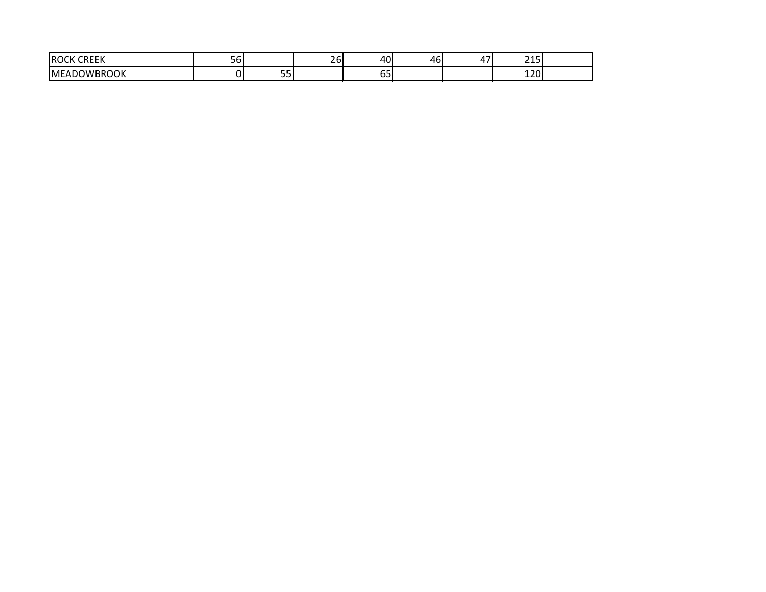| | | | | | | | | |
|---|---|---|---|---|---|---|---|---|
| ROCK CREEK | 56 | | 26 | 40 | 46 | 47 | 215 | |
| MEADOWBROOK | 0 | 55 | | 65 | | | 120 | |